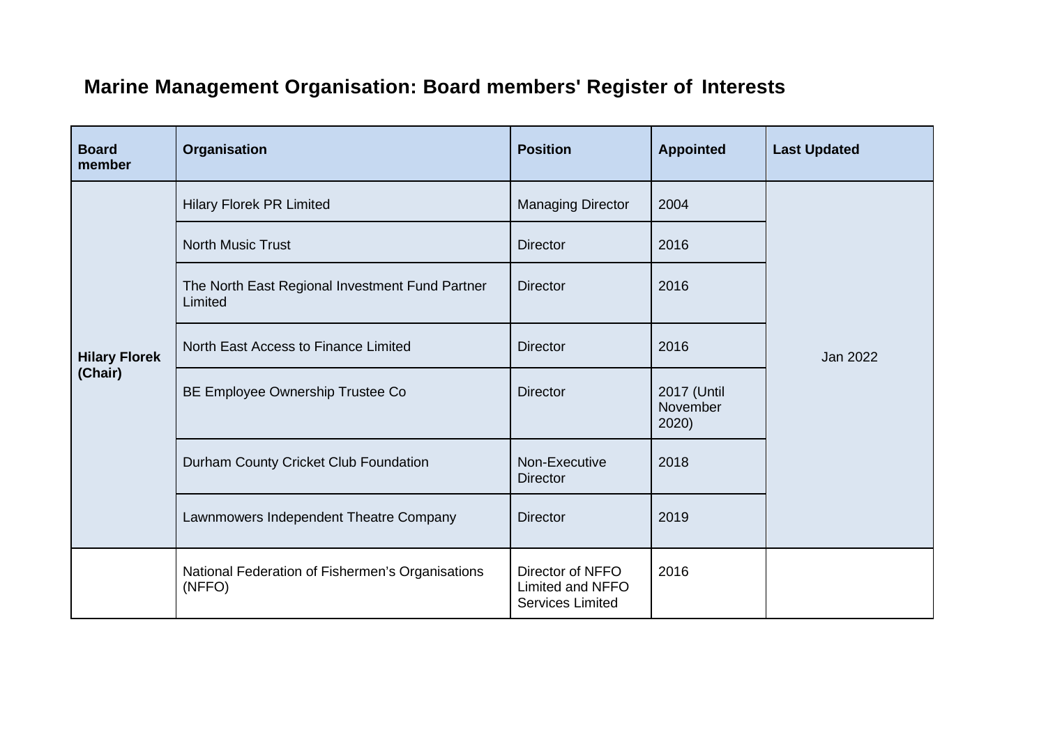# Marine Management Organisation: Board members' Register of Interests

| Board member | Organisation | Position | Appointed | Last Updated |
|---|---|---|---|---|
| **Hilary Florek (Chair)** | Hilary Florek PR Limited | Managing Director | 2004 | Jan 2022 |
| | North Music Trust | Director | 2016 | |
| | The North East Regional Investment Fund Partner Limited | Director | 2016 | |
| | North East Access to Finance Limited | Director | 2016 | |
| | BE Employee Ownership Trustee Co | Director | 2017 (Until November 2020) | |
| | Durham County Cricket Club Foundation | Non-Executive Director | 2018 | |
| | Lawnmowers Independent Theatre Company | Director | 2019 | |
| | National Federation of Fishermen's Organisations (NFFO) | Director of NFFO Limited and NFFO Services Limited | 2016 | |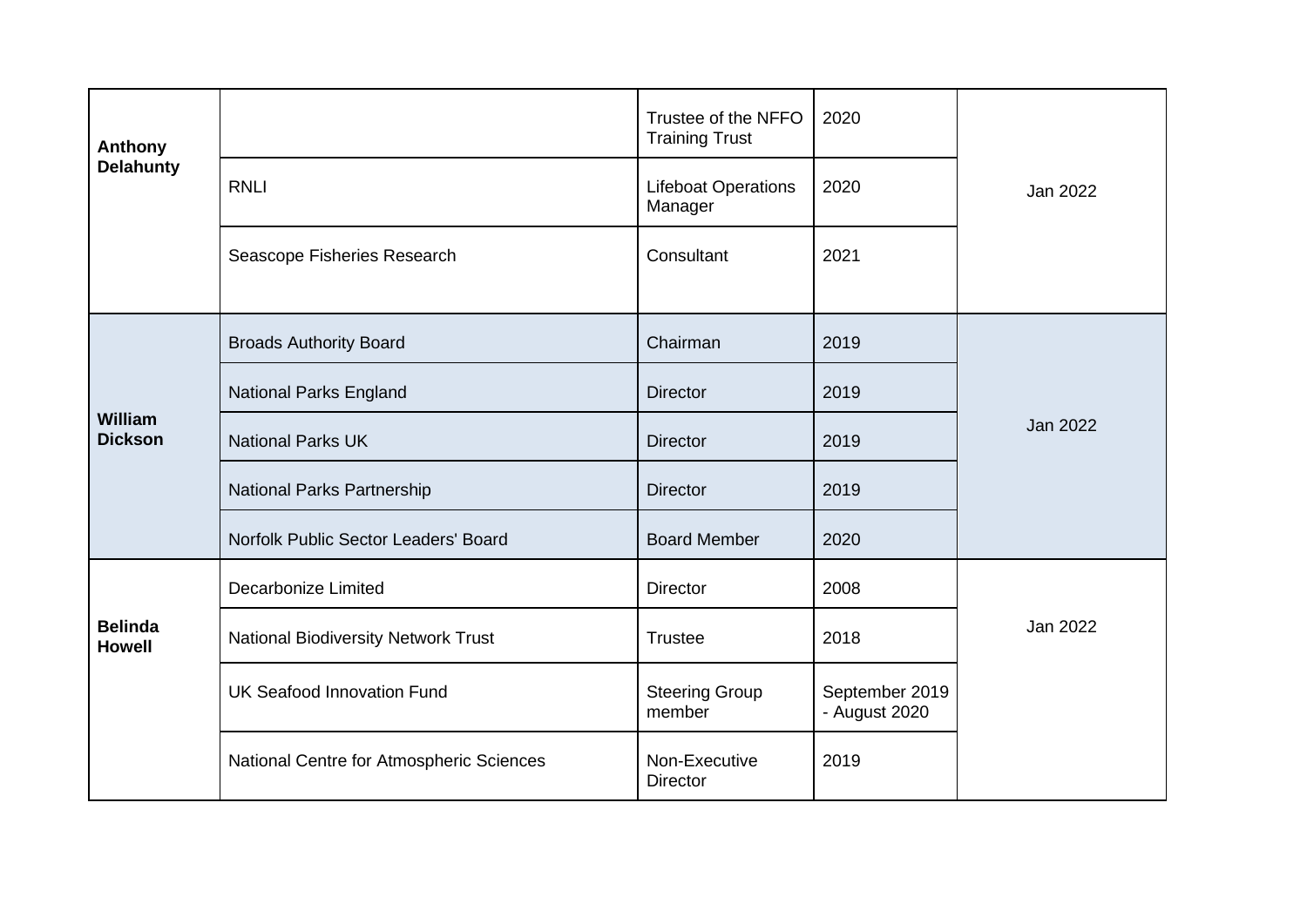| | | | | |
|---|---|---|---|---|
| **Anthony Delahunty** | | Trustee of the NFFO Training Trust | 2020 | Jan 2022 |
| | RNLI | Lifeboat Operations Manager | 2020 | |
| | Seascope Fisheries Research | Consultant | 2021 | |
| **William Dickson** | Broads Authority Board | Chairman | 2019 | Jan 2022 |
| | National Parks England | Director | 2019 | |
| | National Parks UK | Director | 2019 | |
| | National Parks Partnership | Director | 2019 | |
| | Norfolk Public Sector Leaders' Board | Board Member | 2020 | |
| **Belinda Howell** | Decarbonize Limited | Director | 2008 | Jan 2022 |
| | National Biodiversity Network Trust | Trustee | 2018 | |
| | UK Seafood Innovation Fund | Steering Group member | September 2019 - August 2020 | |
| | National Centre for Atmospheric Sciences | Non-Executive Director | 2019 | |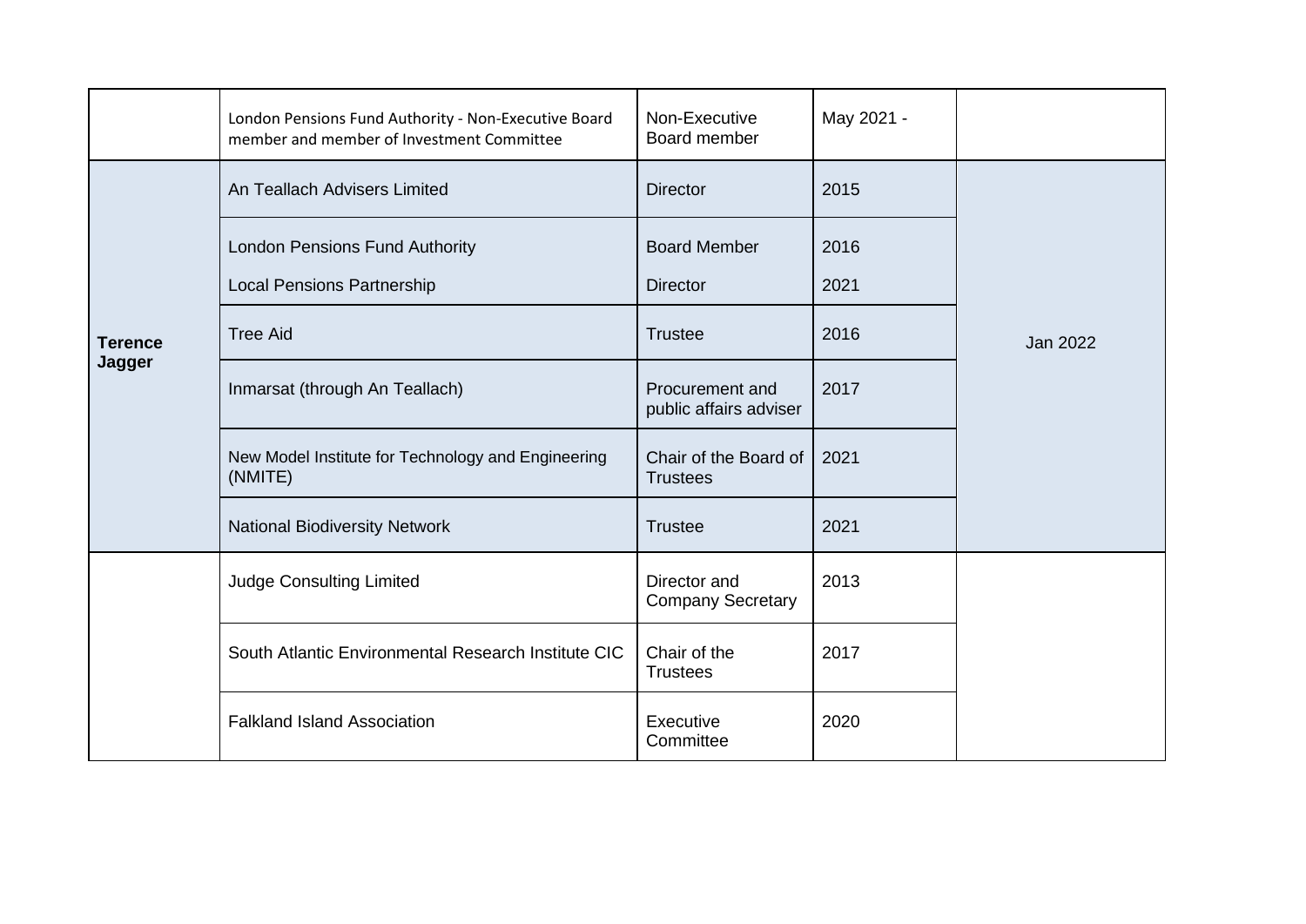| | | | | |
|---|---|---|---|---|
| | London Pensions Fund Authority - Non-Executive Board member and member of Investment Committee | Non-Executive Board member | May 2021 - | |
| **Terence Jagger** | An Teallach Advisers Limited | Director | 2015 | Jan 2022 |
| | London Pensions Fund Authority<br>Local Pensions Partnership | Board Member<br>Director | 2016<br>2021 | |
| | Tree Aid | Trustee | 2016 | |
| | Inmarsat (through An Teallach) | Procurement and public affairs adviser | 2017 | |
| | New Model Institute for Technology and Engineering (NMITE) | Chair of the Board of Trustees | 2021 | |
| | National Biodiversity Network | Trustee | 2021 | |
| | Judge Consulting Limited | Director and Company Secretary | 2013 | |
| | South Atlantic Environmental Research Institute CIC | Chair of the Trustees | 2017 | |
| | Falkland Island Association | Executive Committee | 2020 | |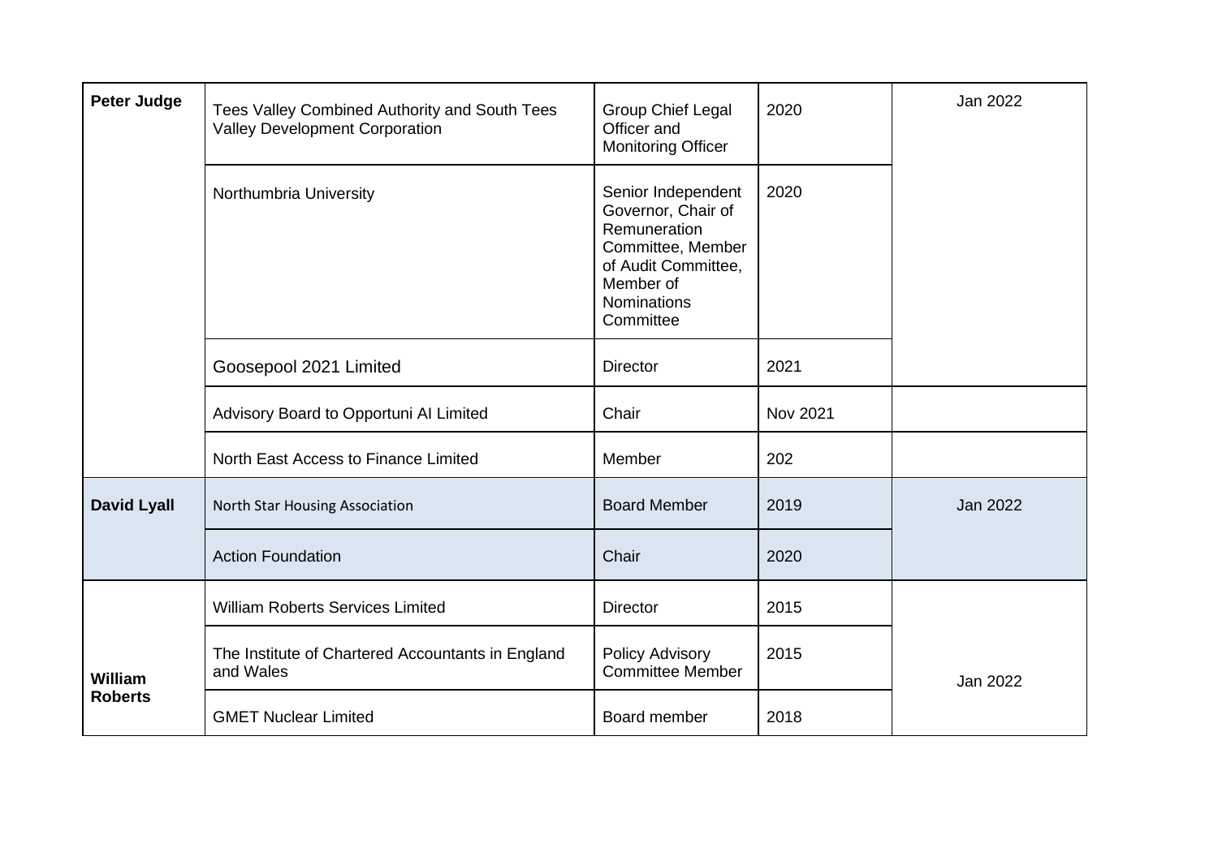| **Peter Judge** | Tees Valley Combined Authority and South Tees Valley Development Corporation | Group Chief Legal Officer and Monitoring Officer | 2020 | Jan 2022 |
|---|---|---|---|---|
| | Northumbria University | Senior Independent Governor, Chair of Remuneration Committee, Member of Audit Committee, Member of Nominations Committee | 2020 | |
| | Goosepool 2021 Limited | Director | 2021 | |
| | Advisory Board to Opportuni AI Limited | Chair | Nov 2021 | |
| | North East Access to Finance Limited | Member | 202 | |
| **David Lyall** | North Star Housing Association | Board Member | 2019 | Jan 2022 |
| | Action Foundation | Chair | 2020 | |
| **William Roberts** | William Roberts Services Limited | Director | 2015 | Jan 2022 |
| | The Institute of Chartered Accountants in England and Wales | Policy Advisory Committee Member | 2015 | |
| | GMET Nuclear Limited | Board member | 2018 | |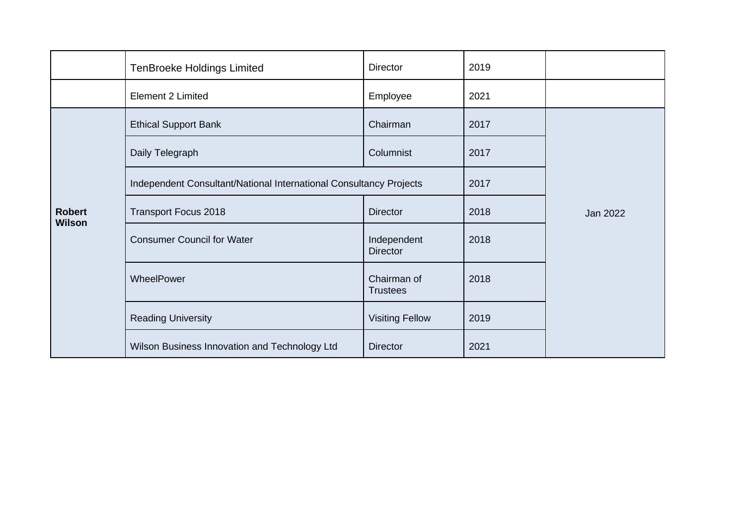| | | | | |
|---|---|---|---|---|
| | TenBroeke Holdings Limited | Director | 2019 | |
| | Element 2 Limited | Employee | 2021 | |
| **Robert Wilson** | Ethical Support Bank | Chairman | 2017 | Jan 2022 |
| | Daily Telegraph | Columnist | 2017 | |
| | Independent Consultant/National International Consultancy Projects | | 2017 | |
| | Transport Focus 2018 | Director | 2018 | |
| | Consumer Council for Water | Independent Director | 2018 | |
| | WheelPower | Chairman of Trustees | 2018 | |
| | Reading University | Visiting Fellow | 2019 | |
| | Wilson Business Innovation and Technology Ltd | Director | 2021 | |